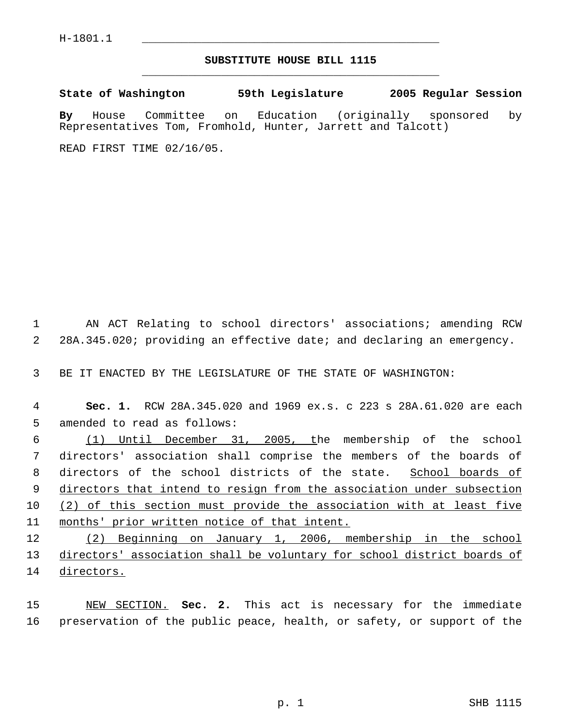H-1801.1

# SUBSTITUTE HOUSE BILL 1115

**State of Washington 59th Legislature 2005 Regular Session**

**By** House Committee on Education (originally sponsored by Representatives Tom, Fromhold, Hunter, Jarrett and Talcott)

READ FIRST TIME 02/16/05.

AN ACT Relating to school directors' associations; amending RCW 28A.345.020; providing an effective date; and declaring an emergency.

BE IT ENACTED BY THE LEGISLATURE OF THE STATE OF WASHINGTON:

**Sec. 1.** RCW 28A.345.020 and 1969 ex.s. c 223 s 28A.61.020 are each amended to read as follows:

<u>(1) Until December 31, 2005, t</u>he membership of the school directors' association shall comprise the members of the boards of directors of the school districts of the state. <u>School boards of directors that intend to resign from the association under subsection (2) of this section must provide the association with at least five months' prior written notice of that intent.</u>

<u>(2) Beginning on January 1, 2006, membership in the school directors' association shall be voluntary for school district boards of directors.</u>

<u>NEW SECTION.</u> **Sec. 2.** This act is necessary for the immediate preservation of the public peace, health, or safety, or support of the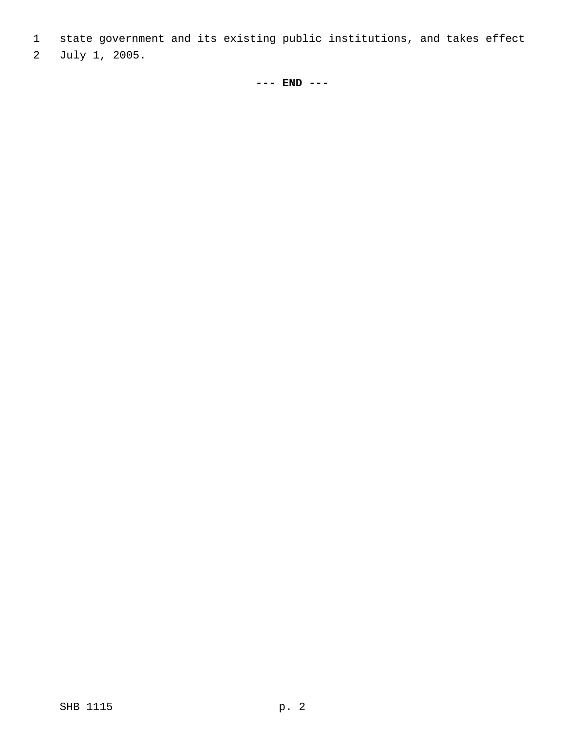state government and its existing public institutions, and takes effect July 1, 2005.

**--- END ---**